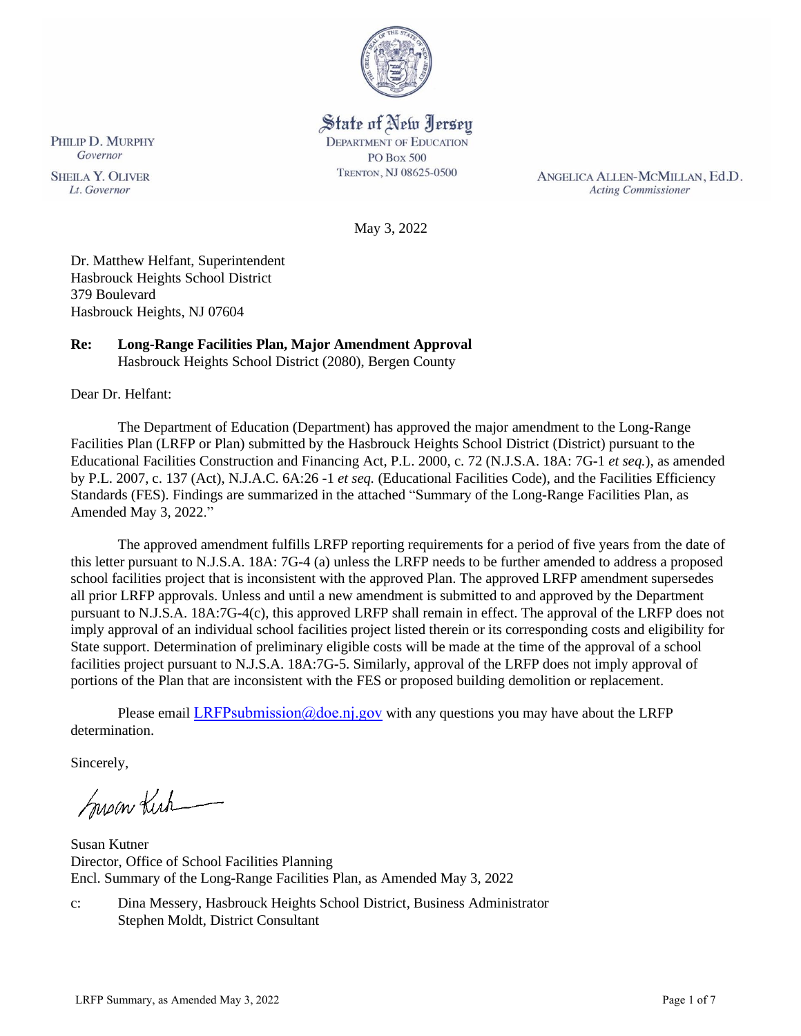State of New Jersey
DEPARTMENT OF EDUCATION
PO Box 500
TRENTON, NJ 08625-0500

PHILIP D. MURPHY
*Governor*

SHEILA Y. OLIVER
*Lt. Governor*

ANGELICA ALLEN-MCMILLAN, Ed.D.
*Acting Commissioner*

May 3, 2022

Dr. Matthew Helfant, Superintendent
Hasbrouck Heights School District
379 Boulevard
Hasbrouck Heights, NJ 07604

**Re: Long-Range Facilities Plan, Major Amendment Approval**
Hasbrouck Heights School District (2080), Bergen County

Dear Dr. Helfant:

The Department of Education (Department) has approved the major amendment to the Long-Range Facilities Plan (LRFP or Plan) submitted by the Hasbrouck Heights School District (District) pursuant to the Educational Facilities Construction and Financing Act, P.L. 2000, c. 72 (N.J.S.A. 18A: 7G-1 *et seq.*), as amended by P.L. 2007, c. 137 (Act), N.J.A.C. 6A:26 -1 *et seq.* (Educational Facilities Code), and the Facilities Efficiency Standards (FES). Findings are summarized in the attached "Summary of the Long-Range Facilities Plan, as Amended May 3, 2022."

The approved amendment fulfills LRFP reporting requirements for a period of five years from the date of this letter pursuant to N.J.S.A. 18A: 7G-4 (a) unless the LRFP needs to be further amended to address a proposed school facilities project that is inconsistent with the approved Plan. The approved LRFP amendment supersedes all prior LRFP approvals. Unless and until a new amendment is submitted to and approved by the Department pursuant to N.J.S.A. 18A:7G-4(c), this approved LRFP shall remain in effect. The approval of the LRFP does not imply approval of an individual school facilities project listed therein or its corresponding costs and eligibility for State support. Determination of preliminary eligible costs will be made at the time of the approval of a school facilities project pursuant to N.J.S.A. 18A:7G-5. Similarly, approval of the LRFP does not imply approval of portions of the Plan that are inconsistent with the FES or proposed building demolition or replacement.

Please email LRFPsubmission@doe.nj.gov with any questions you may have about the LRFP determination.

Sincerely,

Susan Kutner
Director, Office of School Facilities Planning
Encl. Summary of the Long-Range Facilities Plan, as Amended May 3, 2022

c: Dina Messery, Hasbrouck Heights School District, Business Administrator
Stephen Moldt, District Consultant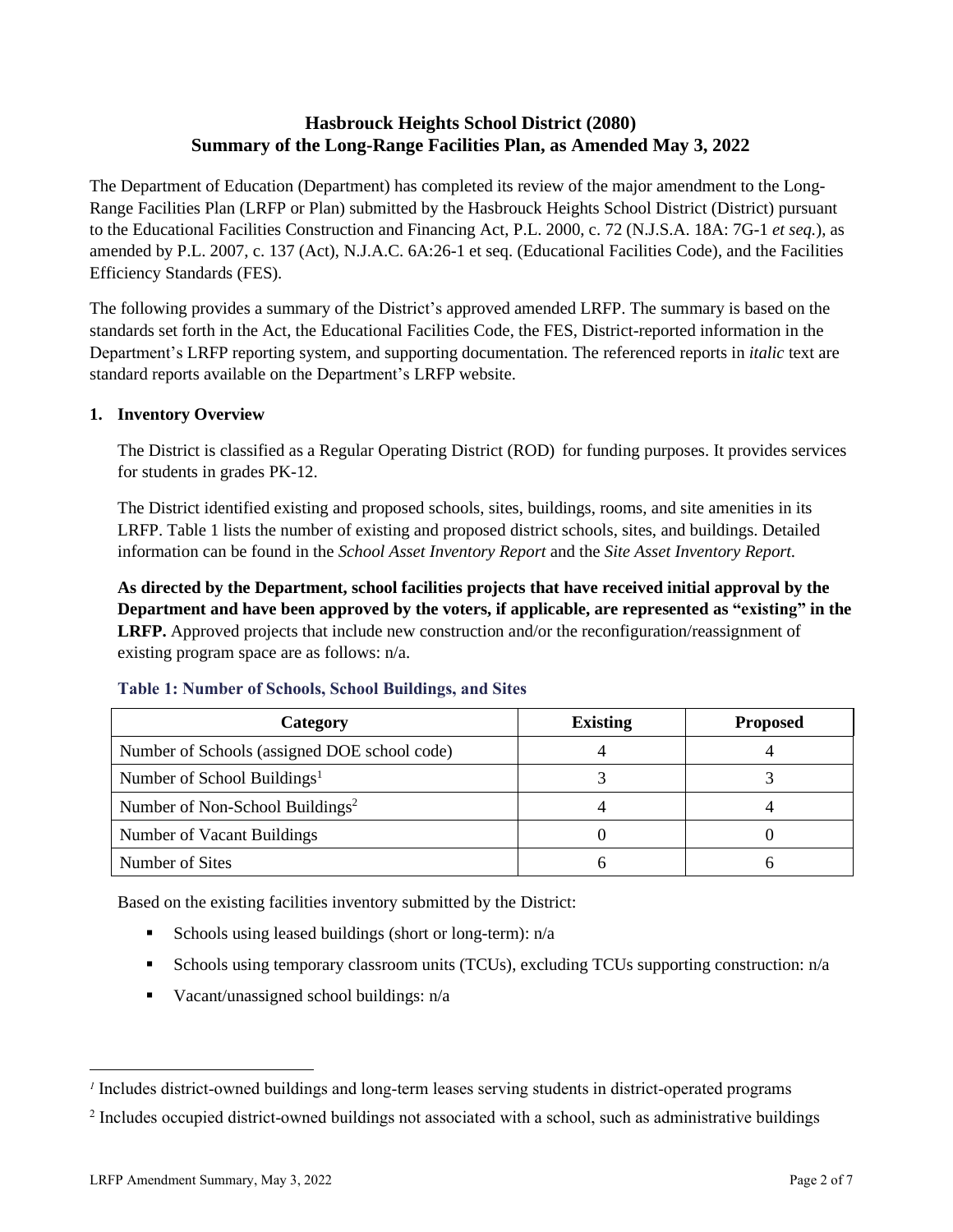# Hasbrouck Heights School District (2080)
## Summary of the Long-Range Facilities Plan, as Amended May 3, 2022

The Department of Education (Department) has completed its review of the major amendment to the Long-Range Facilities Plan (LRFP or Plan) submitted by the Hasbrouck Heights School District (District) pursuant to the Educational Facilities Construction and Financing Act, P.L. 2000, c. 72 (N.J.S.A. 18A: 7G-1 *et seq.*), as amended by P.L. 2007, c. 137 (Act), N.J.A.C. 6A:26-1 et seq. (Educational Facilities Code), and the Facilities Efficiency Standards (FES).

The following provides a summary of the District's approved amended LRFP. The summary is based on the standards set forth in the Act, the Educational Facilities Code, the FES, District-reported information in the Department's LRFP reporting system, and supporting documentation. The referenced reports in *italic* text are standard reports available on the Department's LRFP website.

### 1. Inventory Overview

The District is classified as a Regular Operating District (ROD) for funding purposes. It provides services for students in grades PK-12.

The District identified existing and proposed schools, sites, buildings, rooms, and site amenities in its LRFP. Table 1 lists the number of existing and proposed district schools, sites, and buildings. Detailed information can be found in the *School Asset Inventory Report* and the *Site Asset Inventory Report.*

**As directed by the Department, school facilities projects that have received initial approval by the Department and have been approved by the voters, if applicable, are represented as "existing" in the LRFP.** Approved projects that include new construction and/or the reconfiguration/reassignment of existing program space are as follows: n/a.

**Table 1: Number of Schools, School Buildings, and Sites**

| Category | Existing | Proposed |
|---|---|---|
| Number of Schools (assigned DOE school code) | 4 | 4 |
| Number of School Buildings[1] | 3 | 3 |
| Number of Non-School Buildings[2] | 4 | 4 |
| Number of Vacant Buildings | 0 | 0 |
| Number of Sites | 6 | 6 |

Based on the existing facilities inventory submitted by the District:

- Schools using leased buildings (short or long-term): n/a
- Schools using temporary classroom units (TCUs), excluding TCUs supporting construction: n/a
- Vacant/unassigned school buildings: n/a

[1] Includes district-owned buildings and long-term leases serving students in district-operated programs

[2] Includes occupied district-owned buildings not associated with a school, such as administrative buildings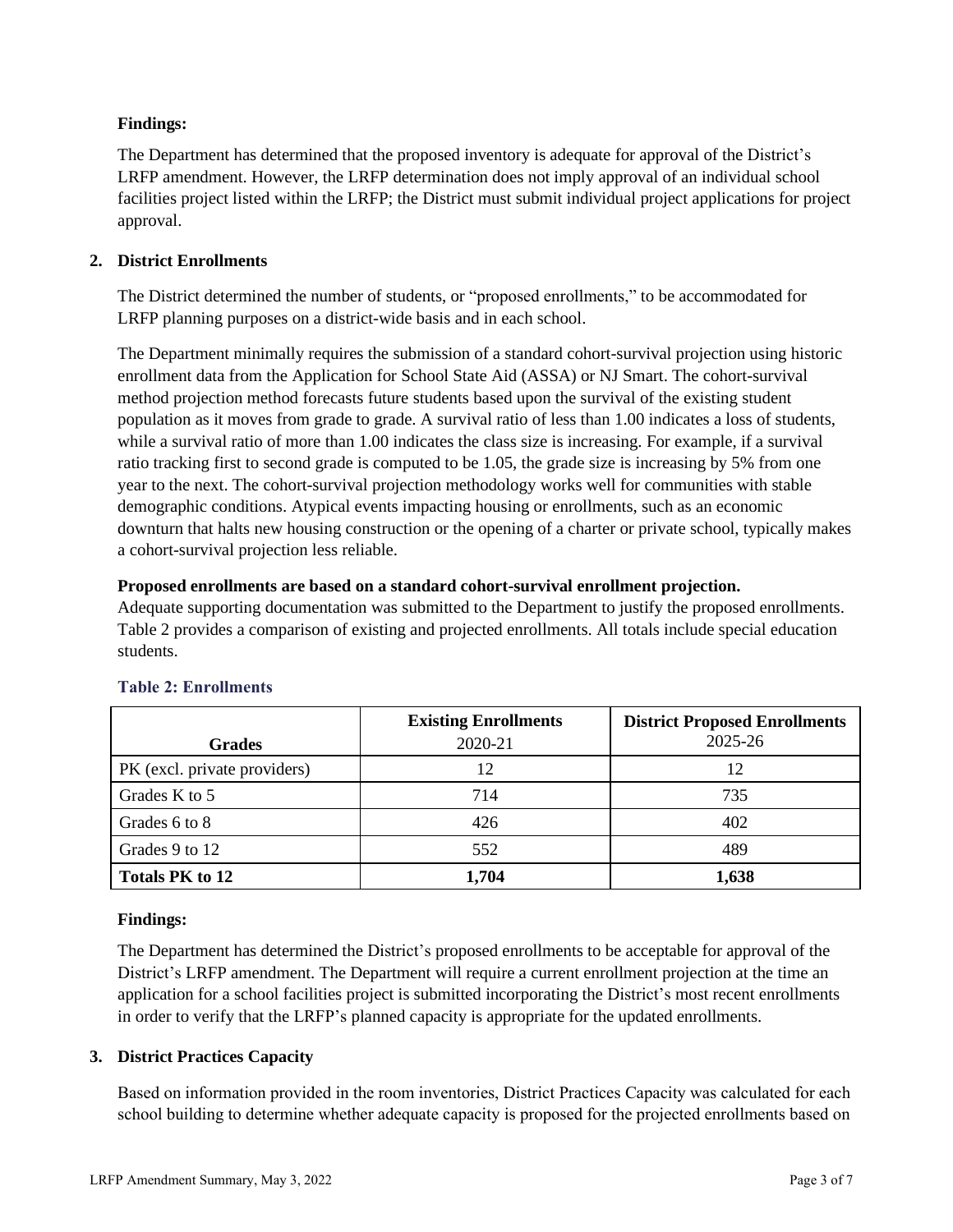**Findings:**

The Department has determined that the proposed inventory is adequate for approval of the District's LRFP amendment. However, the LRFP determination does not imply approval of an individual school facilities project listed within the LRFP; the District must submit individual project applications for project approval.

## 2. District Enrollments

The District determined the number of students, or "proposed enrollments," to be accommodated for LRFP planning purposes on a district-wide basis and in each school.

The Department minimally requires the submission of a standard cohort-survival projection using historic enrollment data from the Application for School State Aid (ASSA) or NJ Smart. The cohort-survival method projection method forecasts future students based upon the survival of the existing student population as it moves from grade to grade. A survival ratio of less than 1.00 indicates a loss of students, while a survival ratio of more than 1.00 indicates the class size is increasing. For example, if a survival ratio tracking first to second grade is computed to be 1.05, the grade size is increasing by 5% from one year to the next. The cohort-survival projection methodology works well for communities with stable demographic conditions. Atypical events impacting housing or enrollments, such as an economic downturn that halts new housing construction or the opening of a charter or private school, typically makes a cohort-survival projection less reliable.

**Proposed enrollments are based on a standard cohort-survival enrollment projection.**

Adequate supporting documentation was submitted to the Department to justify the proposed enrollments. Table 2 provides a comparison of existing and projected enrollments. All totals include special education students.

**Table 2: Enrollments**

| Grades | Existing Enrollments 2020-21 | District Proposed Enrollments 2025-26 |
|---|---|---|
| PK (excl. private providers) | 12 | 12 |
| Grades K to 5 | 714 | 735 |
| Grades 6 to 8 | 426 | 402 |
| Grades 9 to 12 | 552 | 489 |
| **Totals PK to 12** | **1,704** | **1,638** |

**Findings:**

The Department has determined the District's proposed enrollments to be acceptable for approval of the District's LRFP amendment. The Department will require a current enrollment projection at the time an application for a school facilities project is submitted incorporating the District's most recent enrollments in order to verify that the LRFP's planned capacity is appropriate for the updated enrollments.

## 3. District Practices Capacity

Based on information provided in the room inventories, District Practices Capacity was calculated for each school building to determine whether adequate capacity is proposed for the projected enrollments based on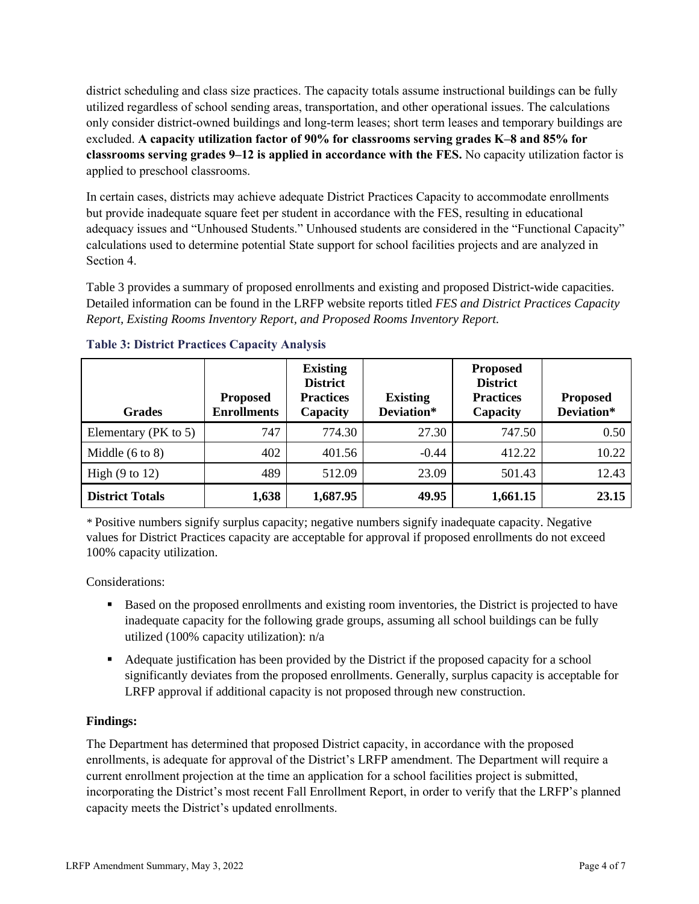district scheduling and class size practices. The capacity totals assume instructional buildings can be fully utilized regardless of school sending areas, transportation, and other operational issues. The calculations only consider district-owned buildings and long-term leases; short term leases and temporary buildings are excluded. **A capacity utilization factor of 90% for classrooms serving grades K–8 and 85% for classrooms serving grades 9–12 is applied in accordance with the FES.** No capacity utilization factor is applied to preschool classrooms.

In certain cases, districts may achieve adequate District Practices Capacity to accommodate enrollments but provide inadequate square feet per student in accordance with the FES, resulting in educational adequacy issues and "Unhoused Students." Unhoused students are considered in the "Functional Capacity" calculations used to determine potential State support for school facilities projects and are analyzed in Section 4.

Table 3 provides a summary of proposed enrollments and existing and proposed District-wide capacities. Detailed information can be found in the LRFP website reports titled *FES and District Practices Capacity Report, Existing Rooms Inventory Report, and Proposed Rooms Inventory Report.*

### Table 3: District Practices Capacity Analysis

| Grades | Proposed Enrollments | Existing District Practices Capacity | Existing Deviation* | Proposed District Practices Capacity | Proposed Deviation* |
|---|---|---|---|---|---|
| Elementary (PK to 5) | 747 | 774.30 | 27.30 | 747.50 | 0.50 |
| Middle (6 to 8) | 402 | 401.56 | -0.44 | 412.22 | 10.22 |
| High (9 to 12) | 489 | 512.09 | 23.09 | 501.43 | 12.43 |
| **District Totals** | **1,638** | **1,687.95** | **49.95** | **1,661.15** | **23.15** |

\* Positive numbers signify surplus capacity; negative numbers signify inadequate capacity. Negative values for District Practices capacity are acceptable for approval if proposed enrollments do not exceed 100% capacity utilization.

Considerations:

- Based on the proposed enrollments and existing room inventories, the District is projected to have inadequate capacity for the following grade groups, assuming all school buildings can be fully utilized (100% capacity utilization): n/a
- Adequate justification has been provided by the District if the proposed capacity for a school significantly deviates from the proposed enrollments. Generally, surplus capacity is acceptable for LRFP approval if additional capacity is not proposed through new construction.

**Findings:**

The Department has determined that proposed District capacity, in accordance with the proposed enrollments, is adequate for approval of the District's LRFP amendment. The Department will require a current enrollment projection at the time an application for a school facilities project is submitted, incorporating the District's most recent Fall Enrollment Report, in order to verify that the LRFP's planned capacity meets the District's updated enrollments.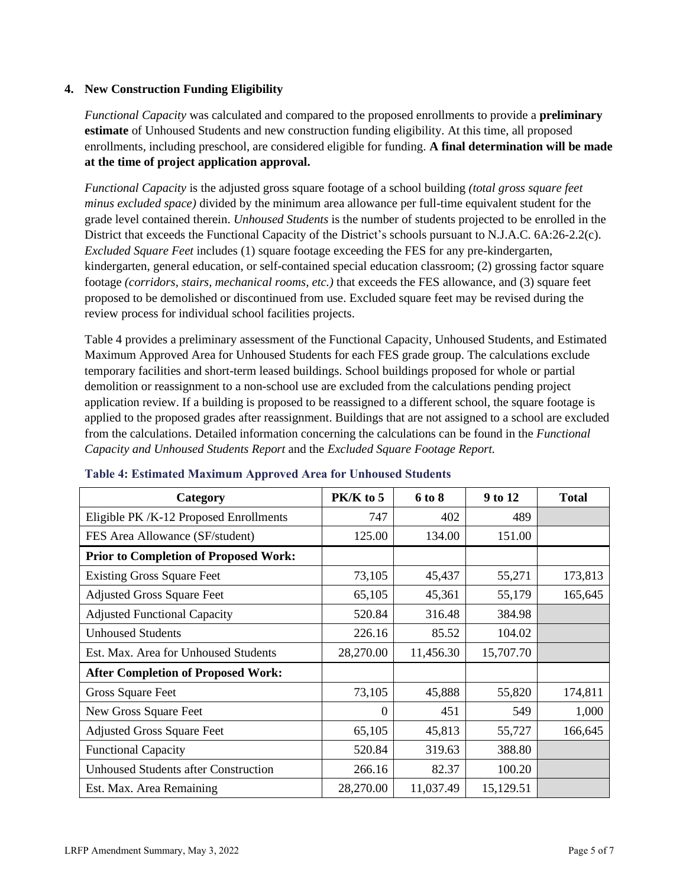## 4. New Construction Funding Eligibility

*Functional Capacity* was calculated and compared to the proposed enrollments to provide a **preliminary estimate** of Unhoused Students and new construction funding eligibility. At this time, all proposed enrollments, including preschool, are considered eligible for funding. **A final determination will be made at the time of project application approval.**

*Functional Capacity* is the adjusted gross square footage of a school building *(total gross square feet minus excluded space)* divided by the minimum area allowance per full-time equivalent student for the grade level contained therein. *Unhoused Students* is the number of students projected to be enrolled in the District that exceeds the Functional Capacity of the District's schools pursuant to N.J.A.C. 6A:26-2.2(c). *Excluded Square Feet* includes (1) square footage exceeding the FES for any pre-kindergarten, kindergarten, general education, or self-contained special education classroom; (2) grossing factor square footage *(corridors, stairs, mechanical rooms, etc.)* that exceeds the FES allowance, and (3) square feet proposed to be demolished or discontinued from use. Excluded square feet may be revised during the review process for individual school facilities projects.

Table 4 provides a preliminary assessment of the Functional Capacity, Unhoused Students, and Estimated Maximum Approved Area for Unhoused Students for each FES grade group. The calculations exclude temporary facilities and short-term leased buildings. School buildings proposed for whole or partial demolition or reassignment to a non-school use are excluded from the calculations pending project application review. If a building is proposed to be reassigned to a different school, the square footage is applied to the proposed grades after reassignment. Buildings that are not assigned to a school are excluded from the calculations. Detailed information concerning the calculations can be found in the *Functional Capacity and Unhoused Students Report* and the *Excluded Square Footage Report.*

**Table 4: Estimated Maximum Approved Area for Unhoused Students**

| Category | PK/K to 5 | 6 to 8 | 9 to 12 | Total |
|---|---|---|---|---|
| Eligible PK /K-12 Proposed Enrollments | 747 | 402 | 489 | |
| FES Area Allowance (SF/student) | 125.00 | 134.00 | 151.00 | |
| **Prior to Completion of Proposed Work:** | | | | |
| Existing Gross Square Feet | 73,105 | 45,437 | 55,271 | 173,813 |
| Adjusted Gross Square Feet | 65,105 | 45,361 | 55,179 | 165,645 |
| Adjusted Functional Capacity | 520.84 | 316.48 | 384.98 | |
| Unhoused Students | 226.16 | 85.52 | 104.02 | |
| Est. Max. Area for Unhoused Students | 28,270.00 | 11,456.30 | 15,707.70 | |
| **After Completion of Proposed Work:** | | | | |
| Gross Square Feet | 73,105 | 45,888 | 55,820 | 174,811 |
| New Gross Square Feet | 0 | 451 | 549 | 1,000 |
| Adjusted Gross Square Feet | 65,105 | 45,813 | 55,727 | 166,645 |
| Functional Capacity | 520.84 | 319.63 | 388.80 | |
| Unhoused Students after Construction | 266.16 | 82.37 | 100.20 | |
| Est. Max. Area Remaining | 28,270.00 | 11,037.49 | 15,129.51 | |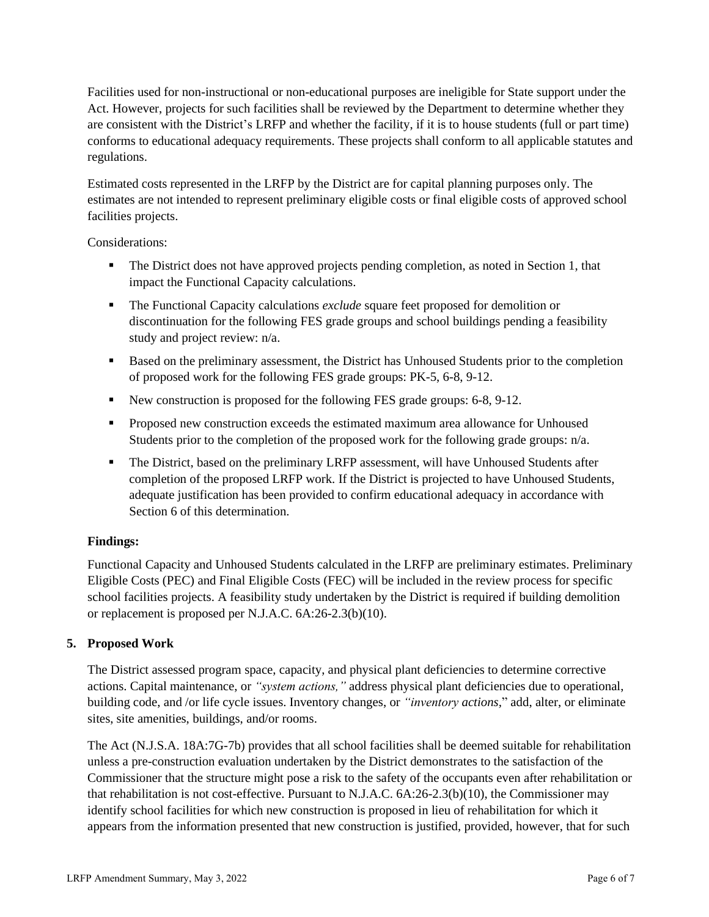Facilities used for non-instructional or non-educational purposes are ineligible for State support under the Act. However, projects for such facilities shall be reviewed by the Department to determine whether they are consistent with the District's LRFP and whether the facility, if it is to house students (full or part time) conforms to educational adequacy requirements. These projects shall conform to all applicable statutes and regulations.

Estimated costs represented in the LRFP by the District are for capital planning purposes only. The estimates are not intended to represent preliminary eligible costs or final eligible costs of approved school facilities projects.

Considerations:

- The District does not have approved projects pending completion, as noted in Section 1, that impact the Functional Capacity calculations.
- The Functional Capacity calculations *exclude* square feet proposed for demolition or discontinuation for the following FES grade groups and school buildings pending a feasibility study and project review: n/a.
- Based on the preliminary assessment, the District has Unhoused Students prior to the completion of proposed work for the following FES grade groups: PK-5, 6-8, 9-12.
- New construction is proposed for the following FES grade groups: 6-8, 9-12.
- Proposed new construction exceeds the estimated maximum area allowance for Unhoused Students prior to the completion of the proposed work for the following grade groups: n/a.
- The District, based on the preliminary LRFP assessment, will have Unhoused Students after completion of the proposed LRFP work. If the District is projected to have Unhoused Students, adequate justification has been provided to confirm educational adequacy in accordance with Section 6 of this determination.

**Findings:**

Functional Capacity and Unhoused Students calculated in the LRFP are preliminary estimates. Preliminary Eligible Costs (PEC) and Final Eligible Costs (FEC) will be included in the review process for specific school facilities projects. A feasibility study undertaken by the District is required if building demolition or replacement is proposed per N.J.A.C. 6A:26-2.3(b)(10).

## 5. Proposed Work

The District assessed program space, capacity, and physical plant deficiencies to determine corrective actions. Capital maintenance, or *"system actions,"* address physical plant deficiencies due to operational, building code, and /or life cycle issues. Inventory changes, or *"inventory actions*," add, alter, or eliminate sites, site amenities, buildings, and/or rooms.

The Act (N.J.S.A. 18A:7G-7b) provides that all school facilities shall be deemed suitable for rehabilitation unless a pre-construction evaluation undertaken by the District demonstrates to the satisfaction of the Commissioner that the structure might pose a risk to the safety of the occupants even after rehabilitation or that rehabilitation is not cost-effective. Pursuant to N.J.A.C. 6A:26-2.3(b)(10), the Commissioner may identify school facilities for which new construction is proposed in lieu of rehabilitation for which it appears from the information presented that new construction is justified, provided, however, that for such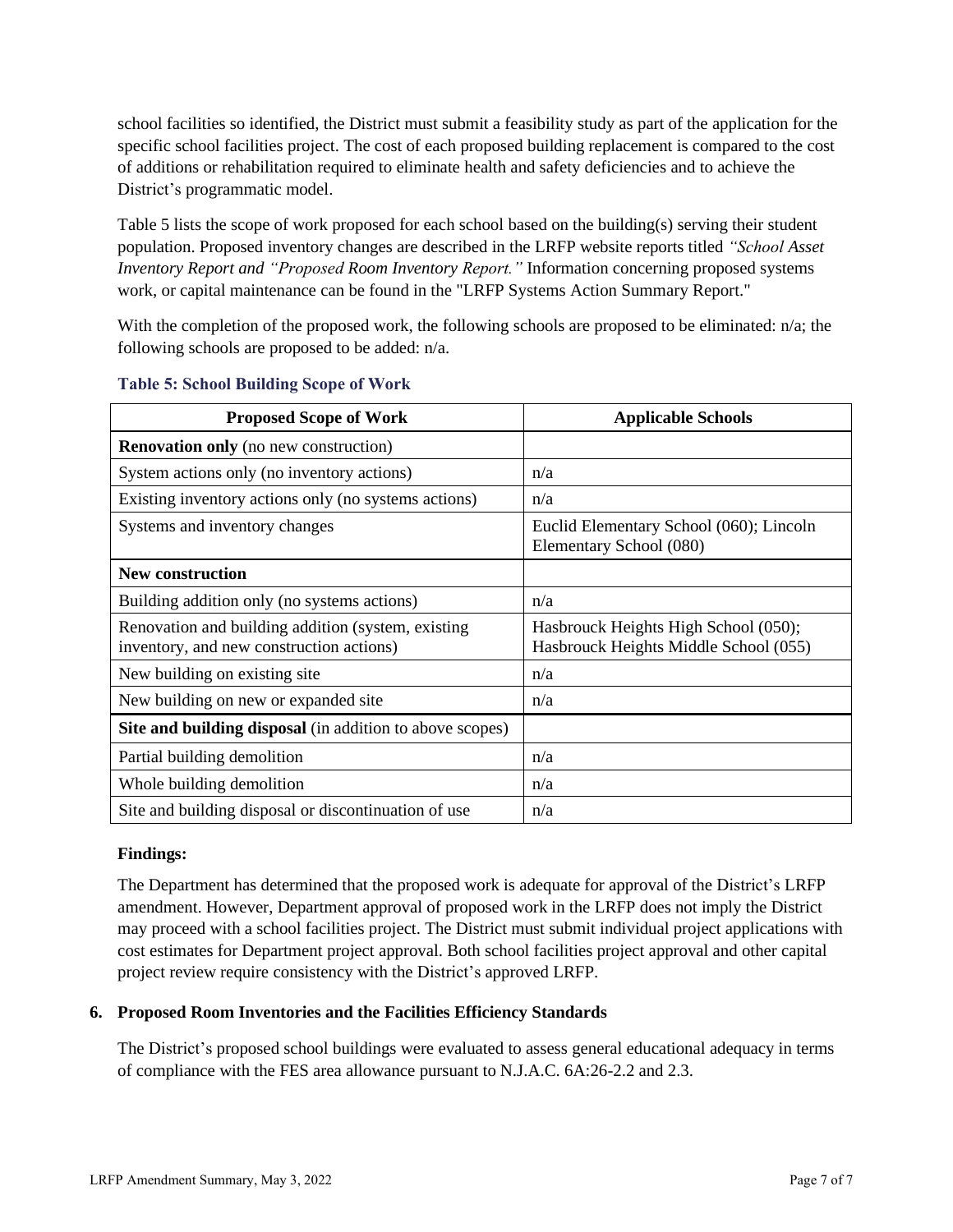school facilities so identified, the District must submit a feasibility study as part of the application for the specific school facilities project. The cost of each proposed building replacement is compared to the cost of additions or rehabilitation required to eliminate health and safety deficiencies and to achieve the District's programmatic model.

Table 5 lists the scope of work proposed for each school based on the building(s) serving their student population. Proposed inventory changes are described in the LRFP website reports titled *"School Asset Inventory Report and "Proposed Room Inventory Report."* Information concerning proposed systems work, or capital maintenance can be found in the "LRFP Systems Action Summary Report."

With the completion of the proposed work, the following schools are proposed to be eliminated: n/a; the following schools are proposed to be added: n/a.

**Table 5: School Building Scope of Work**

| Proposed Scope of Work | Applicable Schools |
|---|---|
| **Renovation only** (no new construction) | |
| System actions only (no inventory actions) | n/a |
| Existing inventory actions only (no systems actions) | n/a |
| Systems and inventory changes | Euclid Elementary School (060); Lincoln Elementary School (080) |
| **New construction** | |
| Building addition only (no systems actions) | n/a |
| Renovation and building addition (system, existing inventory, and new construction actions) | Hasbrouck Heights High School (050); Hasbrouck Heights Middle School (055) |
| New building on existing site | n/a |
| New building on new or expanded site | n/a |
| **Site and building disposal** (in addition to above scopes) | |
| Partial building demolition | n/a |
| Whole building demolition | n/a |
| Site and building disposal or discontinuation of use | n/a |

**Findings:**

The Department has determined that the proposed work is adequate for approval of the District's LRFP amendment. However, Department approval of proposed work in the LRFP does not imply the District may proceed with a school facilities project. The District must submit individual project applications with cost estimates for Department project approval. Both school facilities project approval and other capital project review require consistency with the District's approved LRFP.

## 6. Proposed Room Inventories and the Facilities Efficiency Standards

The District's proposed school buildings were evaluated to assess general educational adequacy in terms of compliance with the FES area allowance pursuant to N.J.A.C. 6A:26-2.2 and 2.3.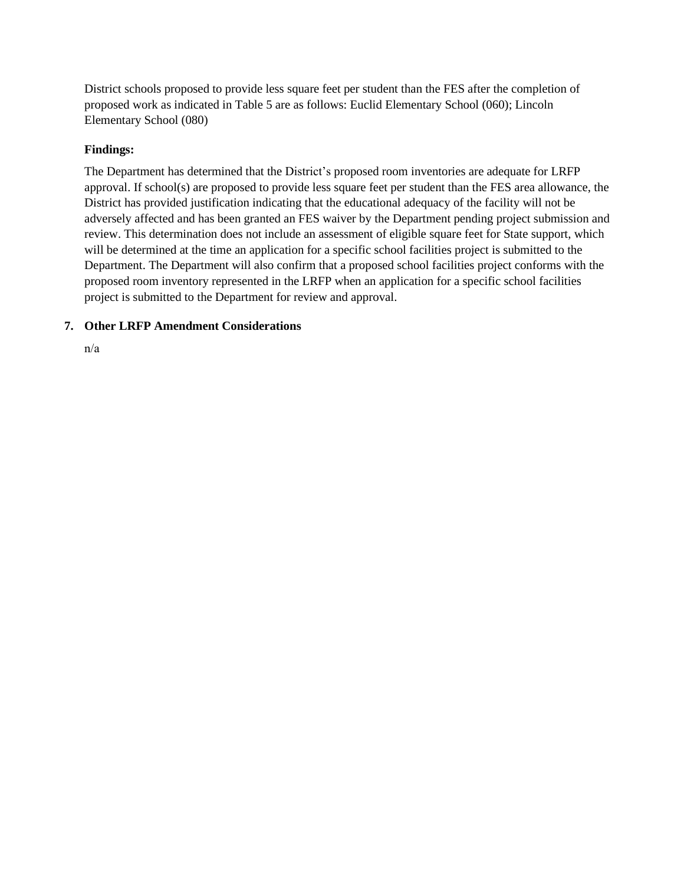District schools proposed to provide less square feet per student than the FES after the completion of proposed work as indicated in Table 5 are as follows: Euclid Elementary School (060); Lincoln Elementary School (080)

**Findings:**

The Department has determined that the District's proposed room inventories are adequate for LRFP approval. If school(s) are proposed to provide less square feet per student than the FES area allowance, the District has provided justification indicating that the educational adequacy of the facility will not be adversely affected and has been granted an FES waiver by the Department pending project submission and review. This determination does not include an assessment of eligible square feet for State support, which will be determined at the time an application for a specific school facilities project is submitted to the Department. The Department will also confirm that a proposed school facilities project conforms with the proposed room inventory represented in the LRFP when an application for a specific school facilities project is submitted to the Department for review and approval.

**7. Other LRFP Amendment Considerations**

n/a